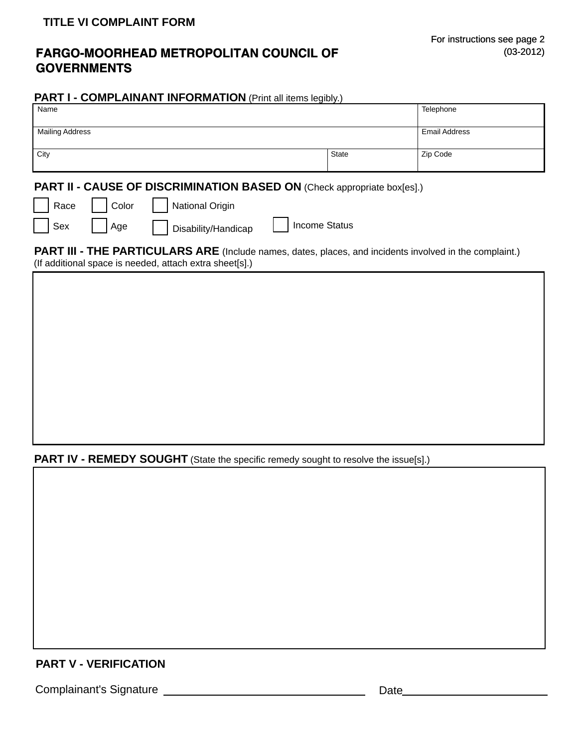**TITLE VI COMPLAINT FORM**

For instructions see page 2
(03-2012)

# FARGO-MOORHEAD METROPOLITAN COUNCIL OF GOVERNMENTS

## PART I - COMPLAINANT INFORMATION (Print all items legibly.)

| Name | | Telephone |
|---|---|---|
| Mailing Address | | Email Address |
| City | State | Zip Code |

## PART II - CAUSE OF DISCRIMINATION BASED ON (Check appropriate box[es].)

☐ Race ☐ Color ☐ National Origin

☐ Sex ☐ Age ☐ Disability/Handicap ☐ Income Status

## PART III - THE PARTICULARS ARE (Include names, dates, places, and incidents involved in the complaint.)

(If additional space is needed, attach extra sheet[s].)

## PART IV - REMEDY SOUGHT (State the specific remedy sought to resolve the issue[s].)

## PART V - VERIFICATION

Complainant's Signature ______________________ Date ________________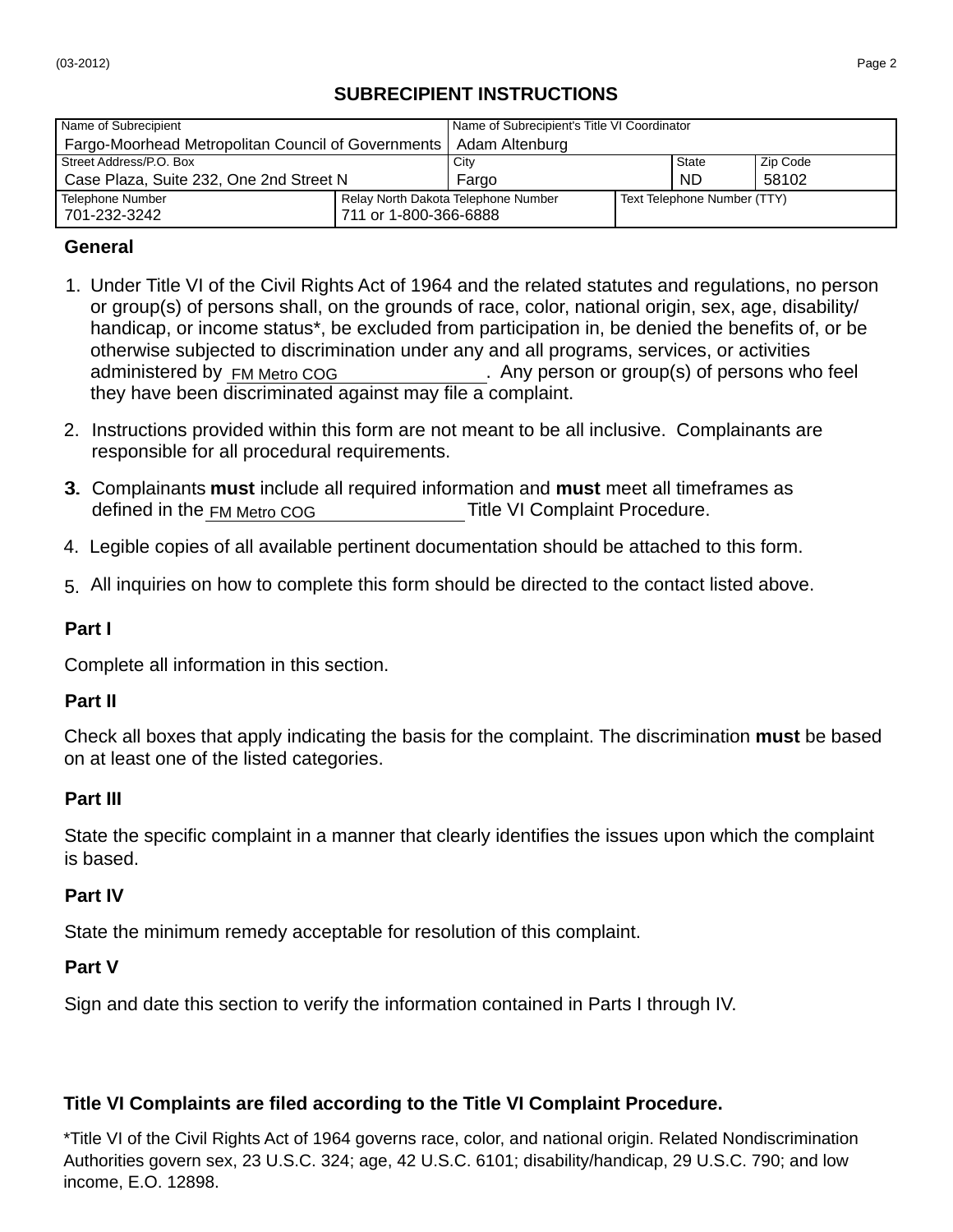## SUBRECIPIENT INSTRUCTIONS

| Name of Subrecipient | | Name of Subrecipient's Title VI Coordinator | | |
|---|---|---|---|---|
| Fargo-Moorhead Metropolitan Council of Governments | | Adam Altenburg | | |
| Street Address/P.O. Box | | City | State | Zip Code |
| Case Plaza, Suite 232, One 2nd Street N | | Fargo | ND | 58102 |
| Telephone Number | Relay North Dakota Telephone Number | Text Telephone Number (TTY) | | |
| 701-232-3242 | 711 or 1-800-366-6888 | | | |

### General

1. Under Title VI of the Civil Rights Act of 1964 and the related statutes and regulations, no person or group(s) of persons shall, on the grounds of race, color, national origin, sex, age, disability/handicap, or income status*, be excluded from participation in, be denied the benefits of, or be otherwise subjected to discrimination under any and all programs, services, or activities administered by FM Metro COG. Any person or group(s) of persons who feel they have been discriminated against may file a complaint.
2. Instructions provided within this form are not meant to be all inclusive. Complainants are responsible for all procedural requirements.
3. Complainants **must** include all required information and **must** meet all timeframes as defined in the FM Metro COG Title VI Complaint Procedure.
4. Legible copies of all available pertinent documentation should be attached to this form.
5. All inquiries on how to complete this form should be directed to the contact listed above.

### Part I

Complete all information in this section.

### Part II

Check all boxes that apply indicating the basis for the complaint. The discrimination **must** be based on at least one of the listed categories.

### Part III

State the specific complaint in a manner that clearly identifies the issues upon which the complaint is based.

### Part IV

State the minimum remedy acceptable for resolution of this complaint.

### Part V

Sign and date this section to verify the information contained in Parts I through IV.

**Title VI Complaints are filed according to the Title VI Complaint Procedure.**

*Title VI of the Civil Rights Act of 1964 governs race, color, and national origin. Related Nondiscrimination Authorities govern sex, 23 U.S.C. 324; age, 42 U.S.C. 6101; disability/handicap, 29 U.S.C. 790; and low income, E.O. 12898.